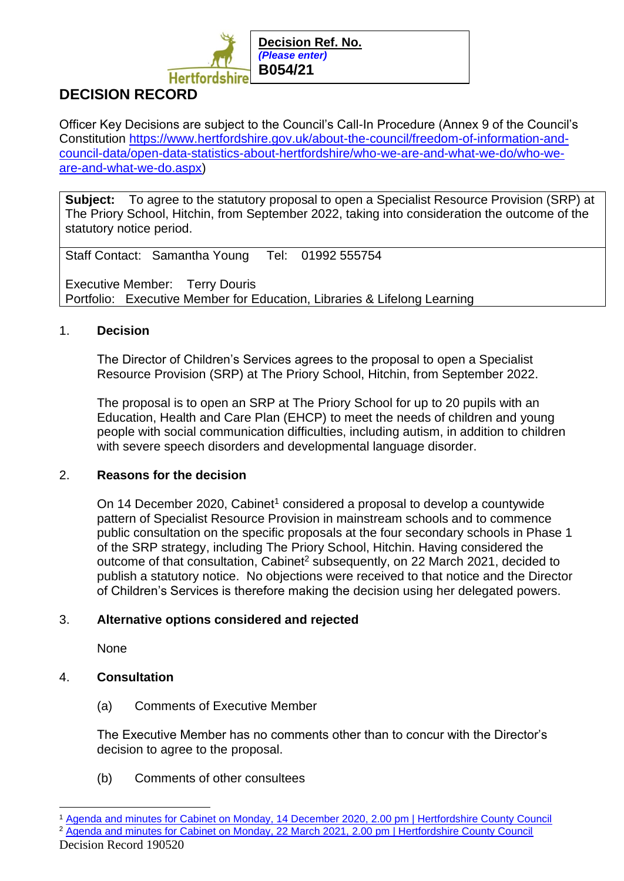Hertfordshire

**Decision Ref. No.**
***(Please enter)***
**B054/21**

# DECISION RECORD

Officer Key Decisions are subject to the Council's Call-In Procedure (Annex 9 of the Council's Constitution https://www.hertfordshire.gov.uk/about-the-council/freedom-of-information-and-council-data/open-data-statistics-about-hertfordshire/who-we-are-and-what-we-do/who-we-are-and-what-we-do.aspx)

| **Subject:** To agree to the statutory proposal to open a Specialist Resource Provision (SRP) at The Priory School, Hitchin, from September 2022, taking into consideration the outcome of the statutory notice period. |
|---|
| Staff Contact: Samantha Young Tel: 01992 555754<br><br>Executive Member: Terry Douris<br>Portfolio: Executive Member for Education, Libraries & Lifelong Learning |

## 1. Decision

The Director of Children's Services agrees to the proposal to open a Specialist Resource Provision (SRP) at The Priory School, Hitchin, from September 2022.

The proposal is to open an SRP at The Priory School for up to 20 pupils with an Education, Health and Care Plan (EHCP) to meet the needs of children and young people with social communication difficulties, including autism, in addition to children with severe speech disorders and developmental language disorder.

## 2. Reasons for the decision

On 14 December 2020, Cabinet[1] considered a proposal to develop a countywide pattern of Specialist Resource Provision in mainstream schools and to commence public consultation on the specific proposals at the four secondary schools in Phase 1 of the SRP strategy, including The Priory School, Hitchin. Having considered the outcome of that consultation, Cabinet[2] subsequently, on 22 March 2021, decided to publish a statutory notice. No objections were received to that notice and the Director of Children's Services is therefore making the decision using her delegated powers.

## 3. Alternative options considered and rejected

None

## 4. Consultation

(a) Comments of Executive Member

The Executive Member has no comments other than to concur with the Director's decision to agree to the proposal.

(b) Comments of other consultees

[1] Agenda and minutes for Cabinet on Monday, 14 December 2020, 2.00 pm | Hertfordshire County Council

[2] Agenda and minutes for Cabinet on Monday, 22 March 2021, 2.00 pm | Hertfordshire County Council

Decision Record 190520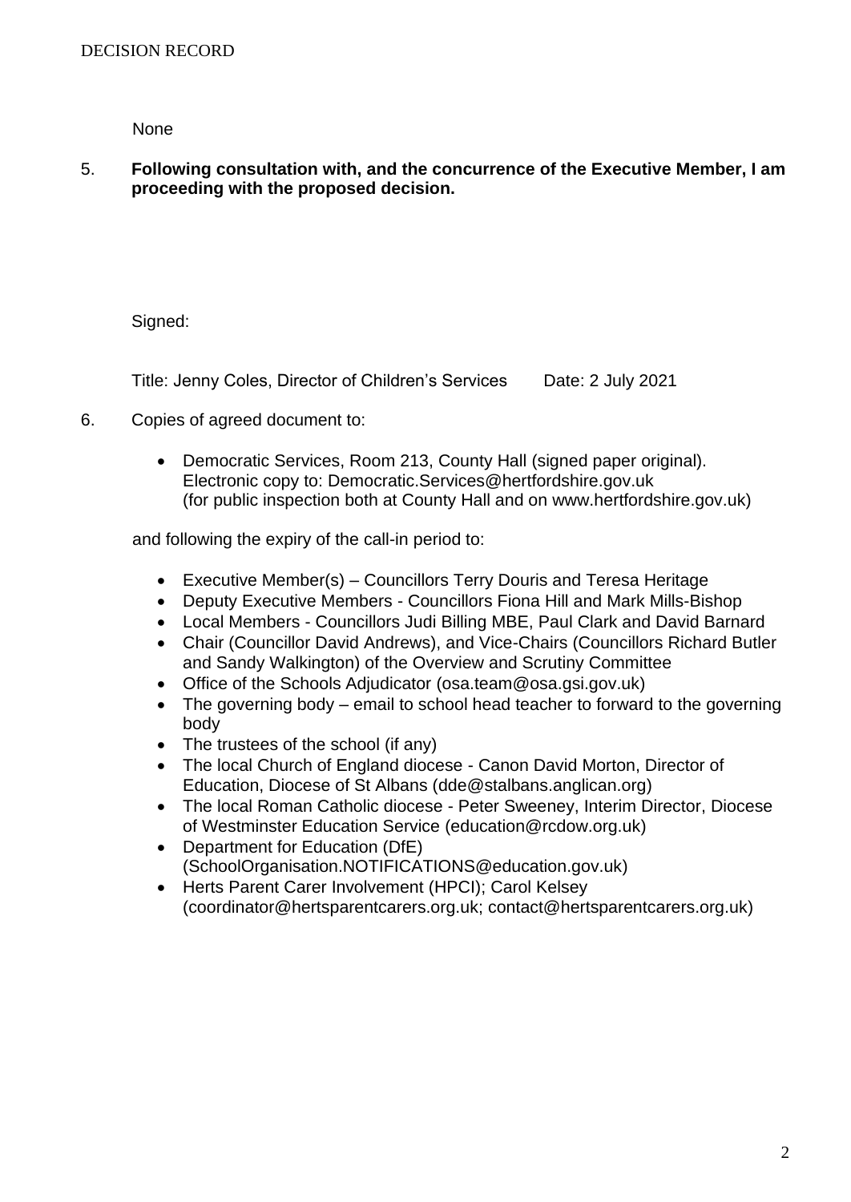None

5. **Following consultation with, and the concurrence of the Executive Member, I am proceeding with the proposed decision.**

Signed:

Title: Jenny Coles, Director of Children's Services  Date: 2 July 2021

6. Copies of agreed document to:

   - Democratic Services, Room 213, County Hall (signed paper original). Electronic copy to: Democratic.Services@hertfordshire.gov.uk (for public inspection both at County Hall and on www.hertfordshire.gov.uk)

   and following the expiry of the call-in period to:

   - Executive Member(s) – Councillors Terry Douris and Teresa Heritage
   - Deputy Executive Members - Councillors Fiona Hill and Mark Mills-Bishop
   - Local Members - Councillors Judi Billing MBE, Paul Clark and David Barnard
   - Chair (Councillor David Andrews), and Vice-Chairs (Councillors Richard Butler and Sandy Walkington) of the Overview and Scrutiny Committee
   - Office of the Schools Adjudicator (osa.team@osa.gsi.gov.uk)
   - The governing body – email to school head teacher to forward to the governing body
   - The trustees of the school (if any)
   - The local Church of England diocese - Canon David Morton, Director of Education, Diocese of St Albans (dde@stalbans.anglican.org)
   - The local Roman Catholic diocese - Peter Sweeney, Interim Director, Diocese of Westminster Education Service (education@rcdow.org.uk)
   - Department for Education (DfE) (SchoolOrganisation.NOTIFICATIONS@education.gov.uk)
   - Herts Parent Carer Involvement (HPCI); Carol Kelsey (coordinator@hertsparentcarers.org.uk; contact@hertsparentcarers.org.uk)